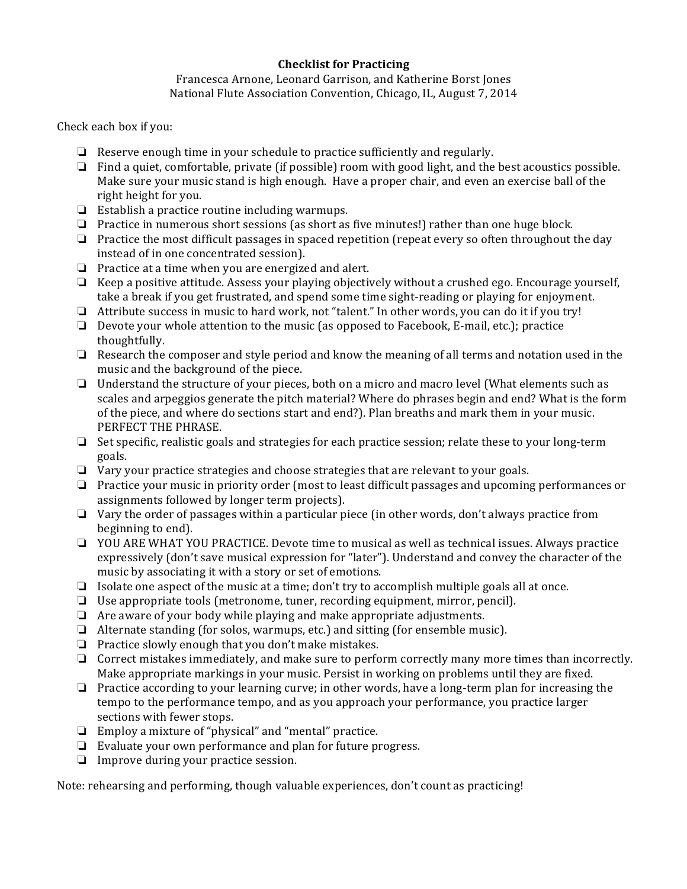**Checklist for Practicing**

Francesca Arnone, Leonard Garrison, and Katherine Borst Jones
National Flute Association Convention, Chicago, IL, August 7, 2014

Check each box if you:

- ❏ Reserve enough time in your schedule to practice sufficiently and regularly.
- ❏ Find a quiet, comfortable, private (if possible) room with good light, and the best acoustics possible. Make sure your music stand is high enough. Have a proper chair, and even an exercise ball of the right height for you.
- ❏ Establish a practice routine including warmups.
- ❏ Practice in numerous short sessions (as short as five minutes!) rather than one huge block.
- ❏ Practice the most difficult passages in spaced repetition (repeat every so often throughout the day instead of in one concentrated session).
- ❏ Practice at a time when you are energized and alert.
- ❏ Keep a positive attitude. Assess your playing objectively without a crushed ego. Encourage yourself, take a break if you get frustrated, and spend some time sight-reading or playing for enjoyment.
- ❏ Attribute success in music to hard work, not "talent." In other words, you can do it if you try!
- ❏ Devote your whole attention to the music (as opposed to Facebook, E-mail, etc.); practice thoughtfully.
- ❏ Research the composer and style period and know the meaning of all terms and notation used in the music and the background of the piece.
- ❏ Understand the structure of your pieces, both on a micro and macro level (What elements such as scales and arpeggios generate the pitch material? Where do phrases begin and end? What is the form of the piece, and where do sections start and end?). Plan breaths and mark them in your music. PERFECT THE PHRASE.
- ❏ Set specific, realistic goals and strategies for each practice session; relate these to your long-term goals.
- ❏ Vary your practice strategies and choose strategies that are relevant to your goals.
- ❏ Practice your music in priority order (most to least difficult passages and upcoming performances or assignments followed by longer term projects).
- ❏ Vary the order of passages within a particular piece (in other words, don't always practice from beginning to end).
- ❏ YOU ARE WHAT YOU PRACTICE. Devote time to musical as well as technical issues. Always practice expressively (don't save musical expression for "later"). Understand and convey the character of the music by associating it with a story or set of emotions.
- ❏ Isolate one aspect of the music at a time; don't try to accomplish multiple goals all at once.
- ❏ Use appropriate tools (metronome, tuner, recording equipment, mirror, pencil).
- ❏ Are aware of your body while playing and make appropriate adjustments.
- ❏ Alternate standing (for solos, warmups, etc.) and sitting (for ensemble music).
- ❏ Practice slowly enough that you don't make mistakes.
- ❏ Correct mistakes immediately, and make sure to perform correctly many more times than incorrectly. Make appropriate markings in your music. Persist in working on problems until they are fixed.
- ❏ Practice according to your learning curve; in other words, have a long-term plan for increasing the tempo to the performance tempo, and as you approach your performance, you practice larger sections with fewer stops.
- ❏ Employ a mixture of "physical" and "mental" practice.
- ❏ Evaluate your own performance and plan for future progress.
- ❏ Improve during your practice session.

Note: rehearsing and performing, though valuable experiences, don't count as practicing!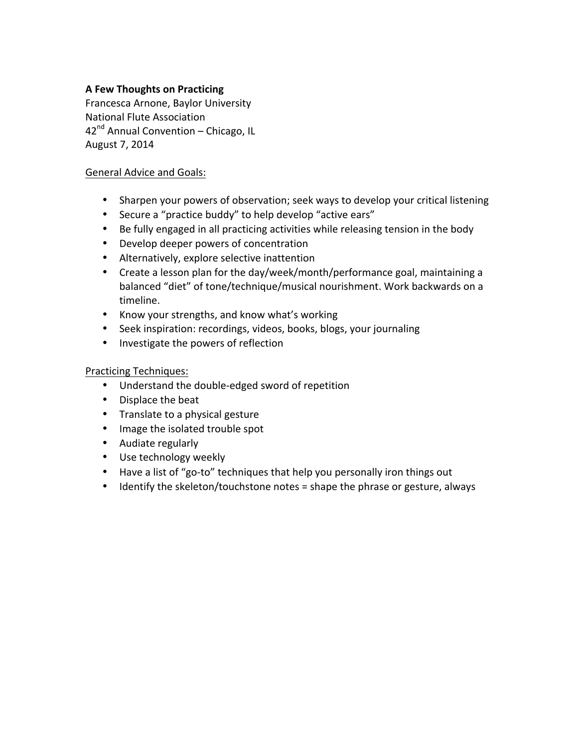**A Few Thoughts on Practicing**
Francesca Arnone, Baylor University
National Flute Association
42nd Annual Convention – Chicago, IL
August 7, 2014

General Advice and Goals:

- Sharpen your powers of observation; seek ways to develop your critical listening
- Secure a "practice buddy" to help develop "active ears"
- Be fully engaged in all practicing activities while releasing tension in the body
- Develop deeper powers of concentration
- Alternatively, explore selective inattention
- Create a lesson plan for the day/week/month/performance goal, maintaining a balanced "diet" of tone/technique/musical nourishment. Work backwards on a timeline.
- Know your strengths, and know what's working
- Seek inspiration: recordings, videos, books, blogs, your journaling
- Investigate the powers of reflection

Practicing Techniques:

- Understand the double-edged sword of repetition
- Displace the beat
- Translate to a physical gesture
- Image the isolated trouble spot
- Audiate regularly
- Use technology weekly
- Have a list of "go-to" techniques that help you personally iron things out
- Identify the skeleton/touchstone notes = shape the phrase or gesture, always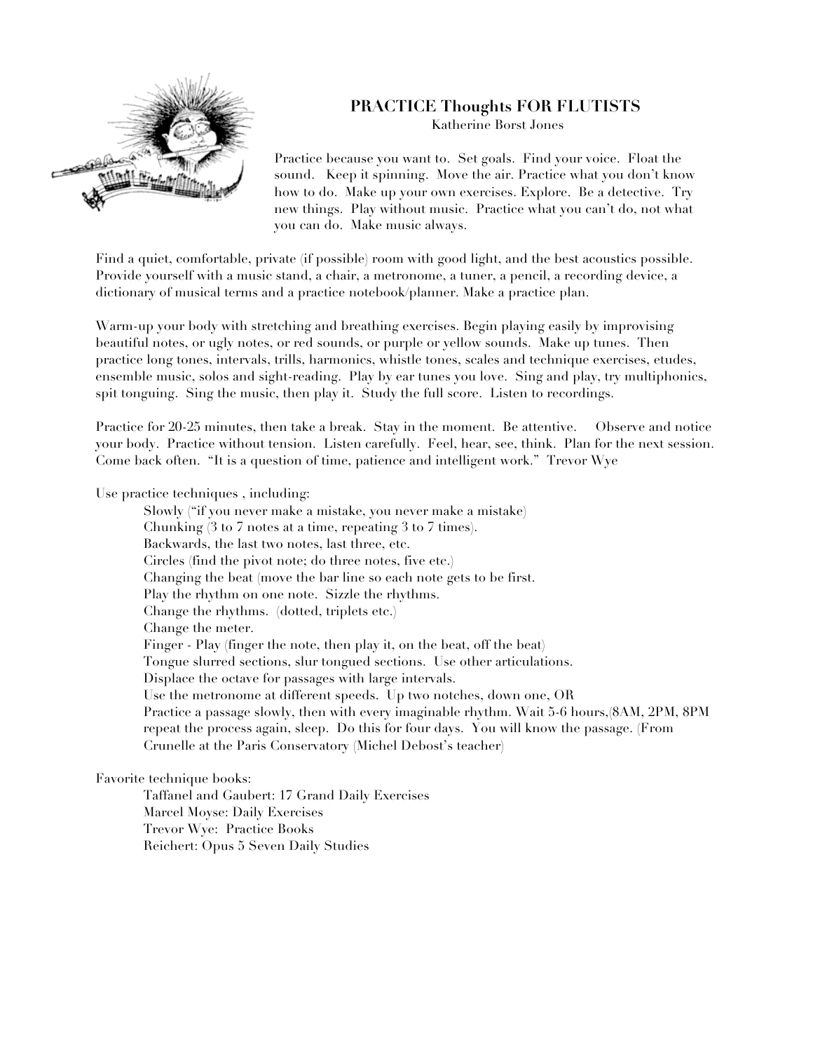## PRACTICE Thoughts FOR FLUTISTS

Katherine Borst Jones

Practice because you want to. Set goals. Find your voice. Float the sound. Keep it spinning. Move the air. Practice what you don't know how to do. Make up your own exercises. Explore. Be a detective. Try new things. Play without music. Practice what you can't do, not what you can do. Make music always.

Find a quiet, comfortable, private (if possible) room with good light, and the best acoustics possible. Provide yourself with a music stand, a chair, a metronome, a tuner, a pencil, a recording device, a dictionary of musical terms and a practice notebook/planner. Make a practice plan.

Warm-up your body with stretching and breathing exercises. Begin playing easily by improvising beautiful notes, or ugly notes, or red sounds, or purple or yellow sounds. Make up tunes. Then practice long tones, intervals, trills, harmonics, whistle tones, scales and technique exercises, etudes, ensemble music, solos and sight-reading. Play by ear tunes you love. Sing and play, try multiphonics, spit tonguing. Sing the music, then play it. Study the full score. Listen to recordings.

Practice for 20-25 minutes, then take a break. Stay in the moment. Be attentive. Observe and notice your body. Practice without tension. Listen carefully. Feel, hear, see, think. Plan for the next session. Come back often. "It is a question of time, patience and intelligent work." Trevor Wye

Use practice techniques , including:

- Slowly ("if you never make a mistake, you never make a mistake)
- Chunking (3 to 7 notes at a time, repeating 3 to 7 times).
- Backwards, the last two notes, last three, etc.
- Circles (find the pivot note; do three notes, five etc.)
- Changing the beat (move the bar line so each note gets to be first.
- Play the rhythm on one note. Sizzle the rhythms.
- Change the rhythms. (dotted, triplets etc.)
- Change the meter.
- Finger - Play (finger the note, then play it, on the beat, off the beat)
- Tongue slurred sections, slur tongued sections. Use other articulations.
- Displace the octave for passages with large intervals.
- Use the metronome at different speeds. Up two notches, down one, OR
- Practice a passage slowly, then with every imaginable rhythm. Wait 5-6 hours,(8AM, 2PM, 8PM repeat the process again, sleep. Do this for four days. You will know the passage. (From Crunelle at the Paris Conservatory (Michel Debost's teacher)

Favorite technique books:

- Taffanel and Gaubert: 17 Grand Daily Exercises
- Marcel Moyse: Daily Exercises
- Trevor Wye: Practice Books
- Reichert: Opus 5 Seven Daily Studies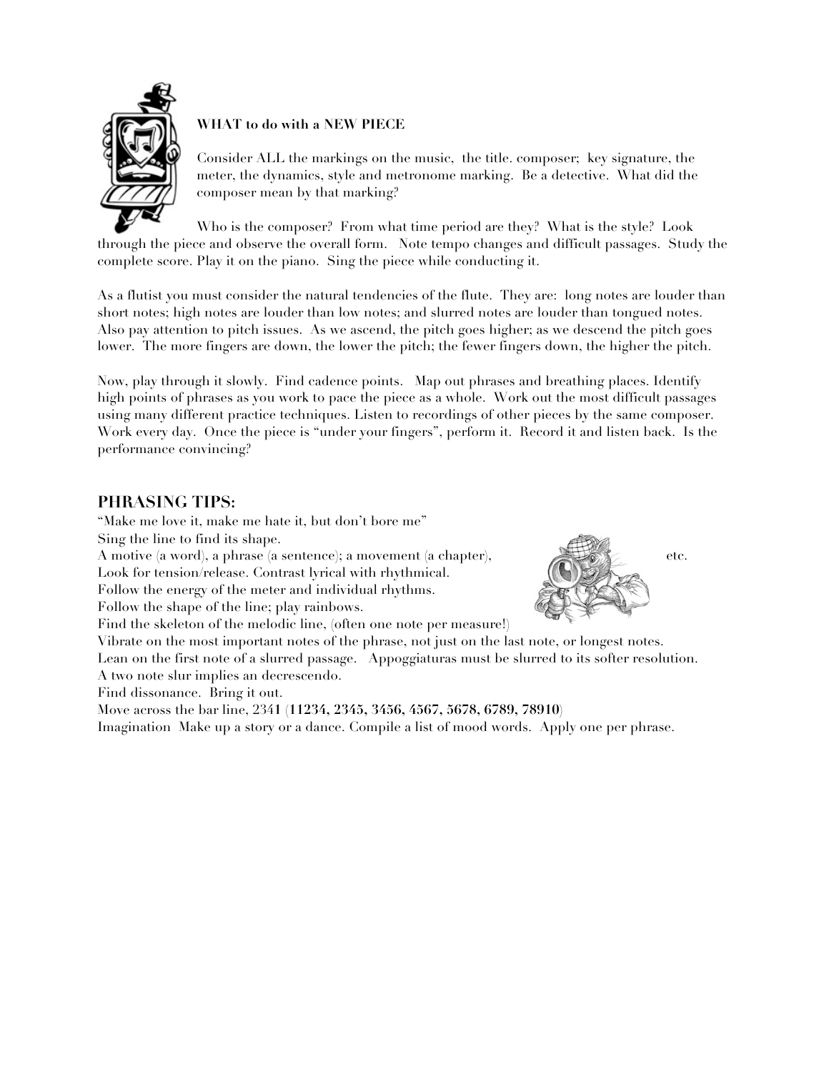**WHAT to do with a NEW PIECE**

Consider ALL the markings on the music, the title. composer; key signature, the meter, the dynamics, style and metronome marking. Be a detective. What did the composer mean by that marking?

Who is the composer? From what time period are they? What is the style? Look through the piece and observe the overall form. Note tempo changes and difficult passages. Study the complete score. Play it on the piano. Sing the piece while conducting it.

As a flutist you must consider the natural tendencies of the flute. They are: long notes are louder than short notes; high notes are louder than low notes; and slurred notes are louder than tongued notes. Also pay attention to pitch issues. As we ascend, the pitch goes higher; as we descend the pitch goes lower. The more fingers are down, the lower the pitch; the fewer fingers down, the higher the pitch.

Now, play through it slowly. Find cadence points. Map out phrases and breathing places. Identify high points of phrases as you work to pace the piece as a whole. Work out the most difficult passages using many different practice techniques. Listen to recordings of other pieces by the same composer. Work every day. Once the piece is "under your fingers", perform it. Record it and listen back. Is the performance convincing?

## PHRASING TIPS:

"Make me love it, make me hate it, but don't bore me"
Sing the line to find its shape.
A motive (a word), a phrase (a sentence); a movement (a chapter), etc.
Look for tension/release. Contrast lyrical with rhythmical.
Follow the energy of the meter and individual rhythms.
Follow the shape of the line; play rainbows.
Find the skeleton of the melodic line, (often one note per measure!)
Vibrate on the most important notes of the phrase, not just on the last note, or longest notes.
Lean on the first note of a slurred passage. Appoggiaturas must be slurred to its softer resolution.
A two note slur implies an decrescendo.
Find dissonance. Bring it out.
Move across the bar line, 2341 (**11234, 2345, 3456, 4567, 5678, 6789, 78910**)
Imagination Make up a story or a dance. Compile a list of mood words. Apply one per phrase.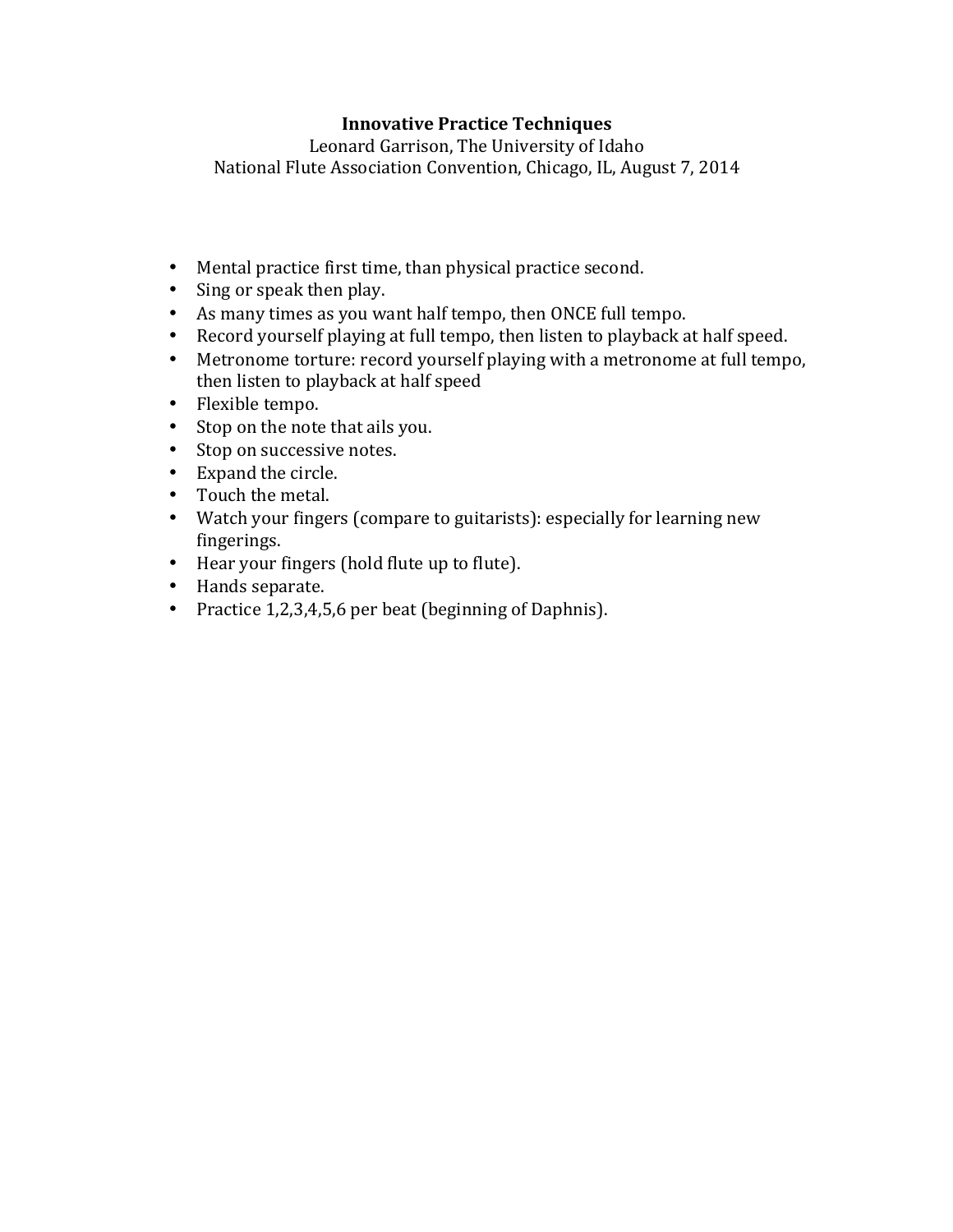# Innovative Practice Techniques

Leonard Garrison, The University of Idaho
National Flute Association Convention, Chicago, IL, August 7, 2014

- Mental practice first time, than physical practice second.
- Sing or speak then play.
- As many times as you want half tempo, then ONCE full tempo.
- Record yourself playing at full tempo, then listen to playback at half speed.
- Metronome torture: record yourself playing with a metronome at full tempo, then listen to playback at half speed
- Flexible tempo.
- Stop on the note that ails you.
- Stop on successive notes.
- Expand the circle.
- Touch the metal.
- Watch your fingers (compare to guitarists): especially for learning new fingerings.
- Hear your fingers (hold flute up to flute).
- Hands separate.
- Practice 1,2,3,4,5,6 per beat (beginning of Daphnis).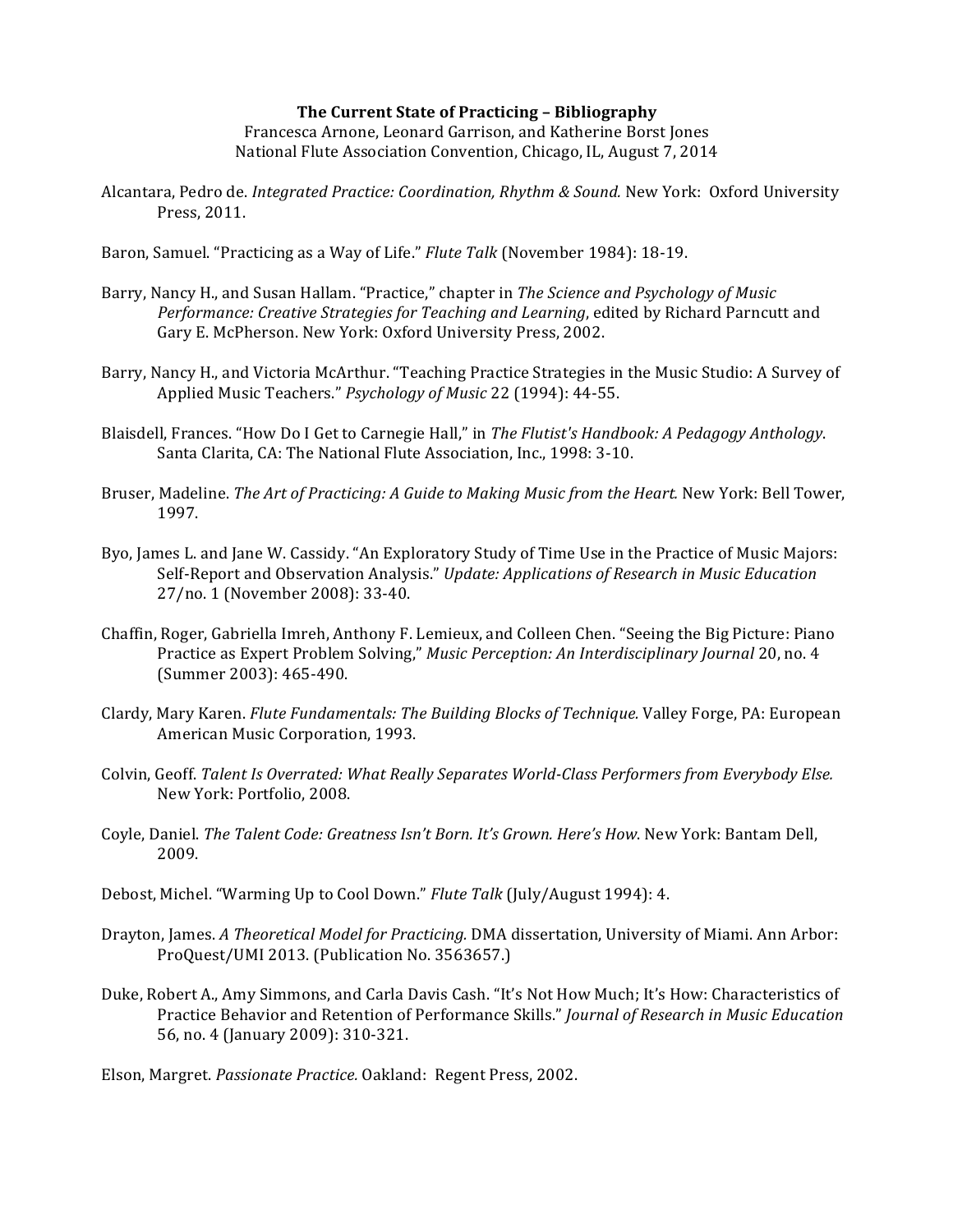**The Current State of Practicing – Bibliography**

Francesca Arnone, Leonard Garrison, and Katherine Borst Jones
National Flute Association Convention, Chicago, IL, August 7, 2014

Alcantara, Pedro de. *Integrated Practice: Coordination, Rhythm & Sound.* New York: Oxford University Press, 2011.

Baron, Samuel. "Practicing as a Way of Life." *Flute Talk* (November 1984): 18-19.

Barry, Nancy H., and Susan Hallam. "Practice," chapter in *The Science and Psychology of Music Performance: Creative Strategies for Teaching and Learning*, edited by Richard Parncutt and Gary E. McPherson. New York: Oxford University Press, 2002.

Barry, Nancy H., and Victoria McArthur. "Teaching Practice Strategies in the Music Studio: A Survey of Applied Music Teachers." *Psychology of Music* 22 (1994): 44-55.

Blaisdell, Frances. "How Do I Get to Carnegie Hall," in *The Flutist's Handbook: A Pedagogy Anthology*. Santa Clarita, CA: The National Flute Association, Inc., 1998: 3-10.

Bruser, Madeline. *The Art of Practicing: A Guide to Making Music from the Heart.* New York: Bell Tower, 1997.

Byo, James L. and Jane W. Cassidy. "An Exploratory Study of Time Use in the Practice of Music Majors: Self-Report and Observation Analysis." *Update: Applications of Research in Music Education* 27/no. 1 (November 2008): 33-40.

Chaffin, Roger, Gabriella Imreh, Anthony F. Lemieux, and Colleen Chen. "Seeing the Big Picture: Piano Practice as Expert Problem Solving," *Music Perception: An Interdisciplinary Journal* 20, no. 4 (Summer 2003): 465-490.

Clardy, Mary Karen. *Flute Fundamentals: The Building Blocks of Technique.* Valley Forge, PA: European American Music Corporation, 1993.

Colvin, Geoff. *Talent Is Overrated: What Really Separates World-Class Performers from Everybody Else.* New York: Portfolio, 2008.

Coyle, Daniel. *The Talent Code: Greatness Isn't Born. It's Grown. Here's How*. New York: Bantam Dell, 2009.

Debost, Michel. "Warming Up to Cool Down." *Flute Talk* (July/August 1994): 4.

Drayton, James. *A Theoretical Model for Practicing.* DMA dissertation, University of Miami. Ann Arbor: ProQuest/UMI 2013. (Publication No. 3563657.)

Duke, Robert A., Amy Simmons, and Carla Davis Cash. "It's Not How Much; It's How: Characteristics of Practice Behavior and Retention of Performance Skills." *Journal of Research in Music Education* 56, no. 4 (January 2009): 310-321.

Elson, Margret. *Passionate Practice.* Oakland: Regent Press, 2002.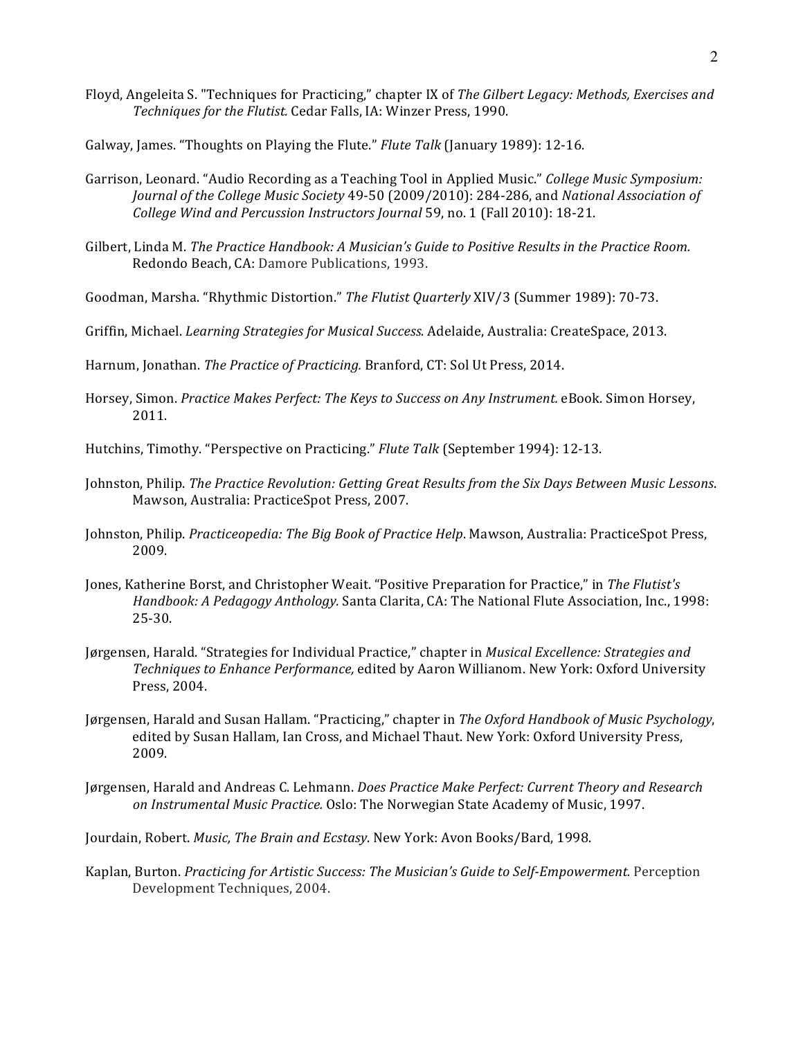Floyd, Angeleita S. "Techniques for Practicing," chapter IX of *The Gilbert Legacy: Methods, Exercises and Techniques for the Flutist.* Cedar Falls, IA: Winzer Press, 1990.

Galway, James. "Thoughts on Playing the Flute." *Flute Talk* (January 1989): 12-16.

Garrison, Leonard. "Audio Recording as a Teaching Tool in Applied Music." *College Music Symposium: Journal of the College Music Society* 49-50 (2009/2010): 284-286, and *National Association of College Wind and Percussion Instructors Journal* 59, no. 1 (Fall 2010): 18-21.

Gilbert, Linda M. *The Practice Handbook: A Musician's Guide to Positive Results in the Practice Room.* Redondo Beach, CA: Damore Publications, 1993.

Goodman, Marsha. "Rhythmic Distortion." *The Flutist Quarterly* XIV/3 (Summer 1989): 70-73.

Griffin, Michael. *Learning Strategies for Musical Success.* Adelaide, Australia: CreateSpace, 2013.

Harnum, Jonathan. *The Practice of Practicing.* Branford, CT: Sol Ut Press, 2014.

Horsey, Simon. *Practice Makes Perfect: The Keys to Success on Any Instrument.* eBook. Simon Horsey, 2011.

Hutchins, Timothy. "Perspective on Practicing." *Flute Talk* (September 1994): 12-13.

Johnston, Philip. *The Practice Revolution: Getting Great Results from the Six Days Between Music Lessons*. Mawson, Australia: PracticeSpot Press, 2007.

Johnston, Philip. *Practiceopedia: The Big Book of Practice Help*. Mawson, Australia: PracticeSpot Press, 2009.

Jones, Katherine Borst, and Christopher Weait. "Positive Preparation for Practice," in *The Flutist's Handbook: A Pedagogy Anthology.* Santa Clarita, CA: The National Flute Association, Inc., 1998: 25-30.

Jørgensen, Harald. "Strategies for Individual Practice," chapter in *Musical Excellence: Strategies and Techniques to Enhance Performance,* edited by Aaron Willianom. New York: Oxford University Press, 2004.

Jørgensen, Harald and Susan Hallam. "Practicing," chapter in *The Oxford Handbook of Music Psychology*, edited by Susan Hallam, Ian Cross, and Michael Thaut. New York: Oxford University Press, 2009.

Jørgensen, Harald and Andreas C. Lehmann. *Does Practice Make Perfect: Current Theory and Research on Instrumental Music Practice.* Oslo: The Norwegian State Academy of Music, 1997.

Jourdain, Robert. *Music, The Brain and Ecstasy*. New York: Avon Books/Bard, 1998.

Kaplan, Burton. *Practicing for Artistic Success: The Musician's Guide to Self-Empowerment.* Perception Development Techniques, 2004.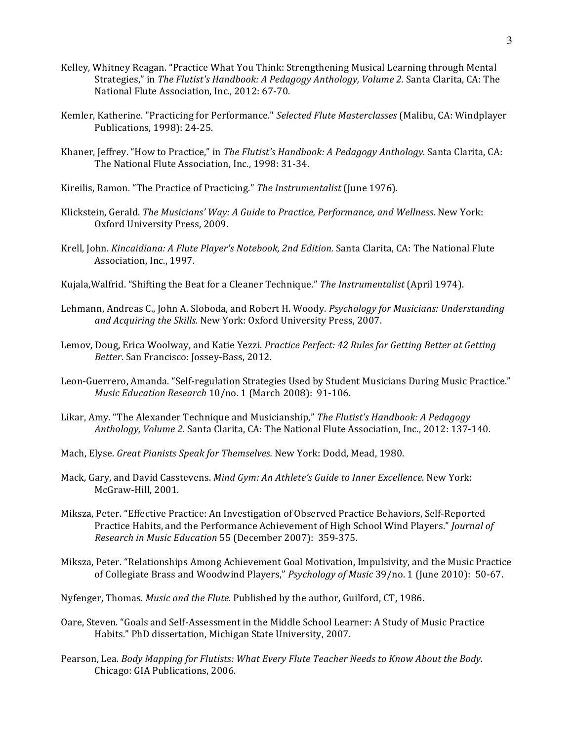Kelley, Whitney Reagan. "Practice What You Think: Strengthening Musical Learning through Mental Strategies," in *The Flutist's Handbook: A Pedagogy Anthology, Volume 2.* Santa Clarita, CA: The National Flute Association, Inc., 2012: 67-70.

Kemler, Katherine. "Practicing for Performance." *Selected Flute Masterclasses* (Malibu, CA: Windplayer Publications, 1998): 24-25.

Khaner, Jeffrey. "How to Practice," in *The Flutist's Handbook: A Pedagogy Anthology*. Santa Clarita, CA: The National Flute Association, Inc., 1998: 31-34.

Kireilis, Ramon. "The Practice of Practicing." *The Instrumentalist* (June 1976).

Klickstein, Gerald. *The Musicians' Way: A Guide to Practice, Performance, and Wellness*. New York: Oxford University Press, 2009.

Krell, John. *Kincaidiana: A Flute Player's Notebook, 2nd Edition.* Santa Clarita, CA: The National Flute Association, Inc., 1997.

Kujala,Walfrid. "Shifting the Beat for a Cleaner Technique." *The Instrumentalist* (April 1974).

Lehmann, Andreas C., John A. Sloboda, and Robert H. Woody. *Psychology for Musicians: Understanding and Acquiring the Skills.* New York: Oxford University Press, 2007.

Lemov, Doug, Erica Woolway, and Katie Yezzi. *Practice Perfect: 42 Rules for Getting Better at Getting Better*. San Francisco: Jossey-Bass, 2012.

Leon-Guerrero, Amanda. "Self-regulation Strategies Used by Student Musicians During Music Practice." *Music Education Research* 10/no. 1 (March 2008): 91-106.

Likar, Amy. "The Alexander Technique and Musicianship," *The Flutist's Handbook: A Pedagogy Anthology, Volume 2.* Santa Clarita, CA: The National Flute Association, Inc., 2012: 137-140.

Mach, Elyse. *Great Pianists Speak for Themselves.* New York: Dodd, Mead, 1980.

Mack, Gary, and David Casstevens. *Mind Gym: An Athlete's Guide to Inner Excellence*. New York: McGraw-Hill, 2001.

Miksza, Peter. "Effective Practice: An Investigation of Observed Practice Behaviors, Self-Reported Practice Habits, and the Performance Achievement of High School Wind Players." *Journal of Research in Music Education* 55 (December 2007): 359-375.

Miksza, Peter. "Relationships Among Achievement Goal Motivation, Impulsivity, and the Music Practice of Collegiate Brass and Woodwind Players," *Psychology of Music* 39/no. 1 (June 2010): 50-67.

Nyfenger, Thomas. *Music and the Flute.* Published by the author, Guilford, CT, 1986.

Oare, Steven. "Goals and Self-Assessment in the Middle School Learner: A Study of Music Practice Habits." PhD dissertation, Michigan State University, 2007.

Pearson, Lea. *Body Mapping for Flutists: What Every Flute Teacher Needs to Know About the Body.* Chicago: GIA Publications, 2006.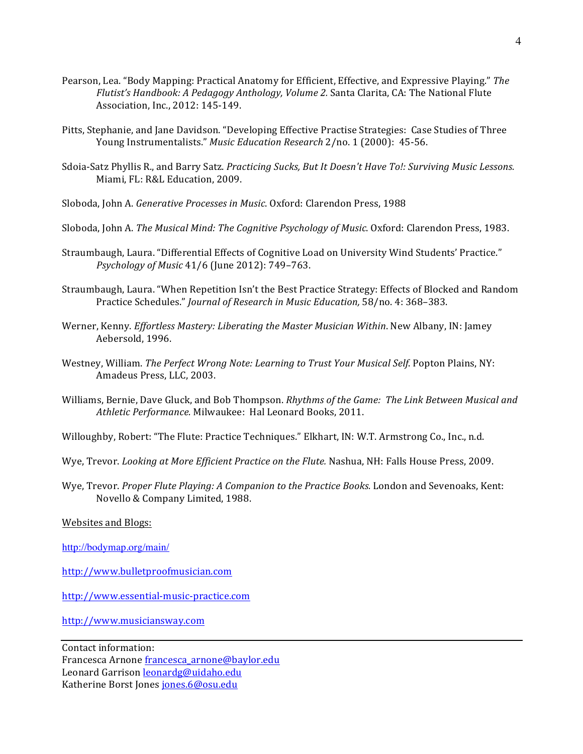Pearson, Lea. "Body Mapping: Practical Anatomy for Efficient, Effective, and Expressive Playing." *The Flutist's Handbook: A Pedagogy Anthology, Volume 2.* Santa Clarita, CA: The National Flute Association, Inc., 2012: 145-149.

Pitts, Stephanie, and Jane Davidson. "Developing Effective Practise Strategies: Case Studies of Three Young Instrumentalists." *Music Education Research* 2/no. 1 (2000): 45-56.

Sdoia-Satz Phyllis R., and Barry Satz. *Practicing Sucks, But It Doesn't Have To!: Surviving Music Lessons.* Miami, FL: R&L Education, 2009.

Sloboda, John A. *Generative Processes in Music*. Oxford: Clarendon Press, 1988

Sloboda, John A. *The Musical Mind: The Cognitive Psychology of Music*. Oxford: Clarendon Press, 1983.

Straumbaugh, Laura. "Differential Effects of Cognitive Load on University Wind Students' Practice." *Psychology of Music* 41/6 (June 2012): 749–763.

Straumbaugh, Laura. "When Repetition Isn't the Best Practice Strategy: Effects of Blocked and Random Practice Schedules." *Journal of Research in Music Education,* 58/no. 4: 368–383.

Werner, Kenny. *Effortless Mastery: Liberating the Master Musician Within*. New Albany, IN: Jamey Aebersold, 1996.

Westney, William. *The Perfect Wrong Note: Learning to Trust Your Musical Self.* Popton Plains, NY: Amadeus Press, LLC, 2003.

Williams, Bernie, Dave Gluck, and Bob Thompson. *Rhythms of the Game: The Link Between Musical and Athletic Performance*. Milwaukee: Hal Leonard Books, 2011.

Willoughby, Robert: "The Flute: Practice Techniques." Elkhart, IN: W.T. Armstrong Co., Inc., n.d.

Wye, Trevor. *Looking at More Efficient Practice on the Flute.* Nashua, NH: Falls House Press, 2009.

Wye, Trevor. *Proper Flute Playing: A Companion to the Practice Books.* London and Sevenoaks, Kent: Novello & Company Limited, 1988.

Websites and Blogs:

http://bodymap.org/main/

http://www.bulletproofmusician.com

http://www.essential-music-practice.com

http://www.musiciansway.com

---

Contact information:
Francesca Arnone francesca_arnone@baylor.edu
Leonard Garrison leonardg@uidaho.edu
Katherine Borst Jones jones.6@osu.edu